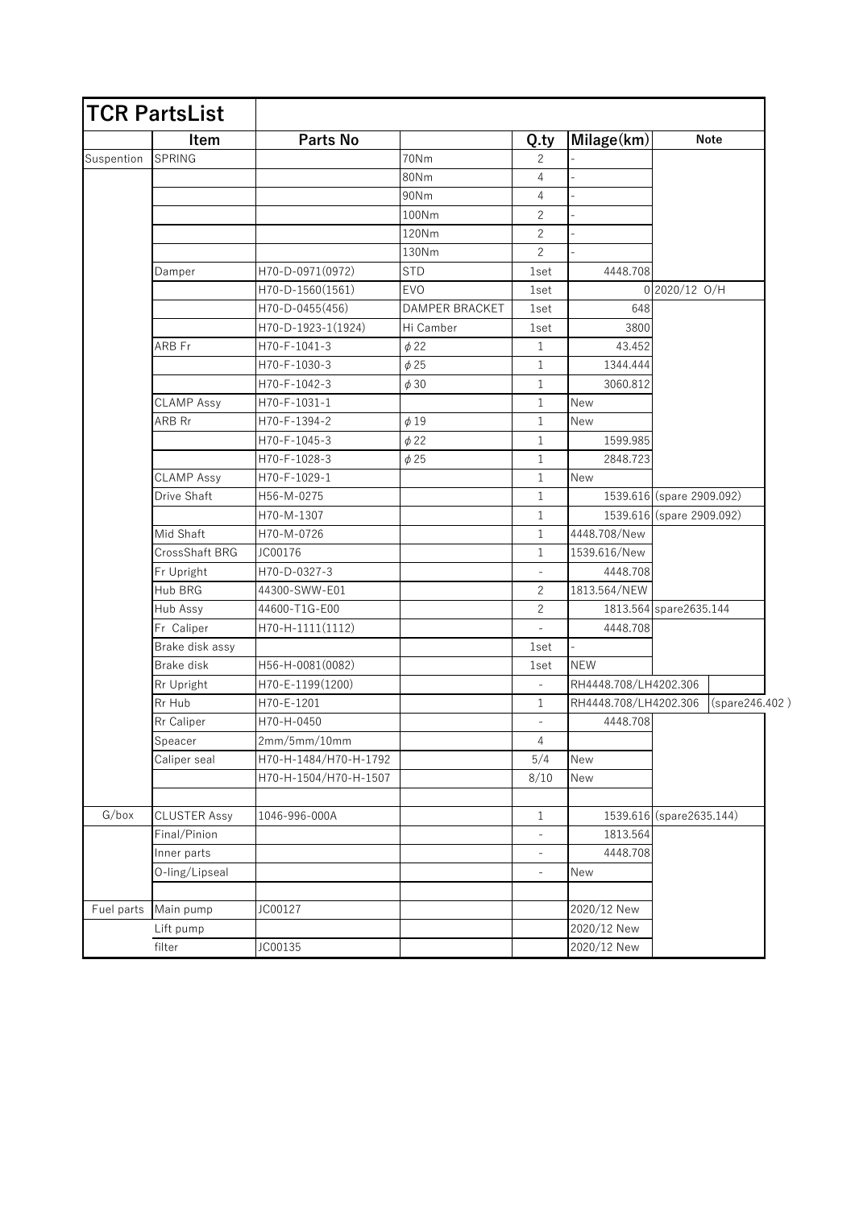# TCR PartsList

| | Item | Parts No | | Q.ty | Milage(km) | Note |
|---|---|---|---|---|---|---|
| Suspention | SPRING | | 70Nm | 2 | - | |
| | | | 80Nm | 4 | - | |
| | | | 90Nm | 4 | - | |
| | | | 100Nm | 2 | - | |
| | | | 120Nm | 2 | - | |
| | | | 130Nm | 2 | - | |
| | Damper | H70-D-0971(0972) | STD | 1set | 4448.708 | |
| | | H70-D-1560(1561) | EVO | 1set | 0 | 2020/12 O/H |
| | | H70-D-0455(456) | DAMPER BRACKET | 1set | 648 | |
| | | H70-D-1923-1(1924) | Hi Camber | 1set | 3800 | |
| | ARB Fr | H70-F-1041-3 | ϕ22 | 1 | 43.452 | |
| | | H70-F-1030-3 | ϕ25 | 1 | 1344.444 | |
| | | H70-F-1042-3 | ϕ30 | 1 | 3060.812 | |
| | CLAMP Assy | H70-F-1031-1 | | 1 | New | |
| | ARB Rr | H70-F-1394-2 | ϕ19 | 1 | New | |
| | | H70-F-1045-3 | ϕ22 | 1 | 1599.985 | |
| | | H70-F-1028-3 | ϕ25 | 1 | 2848.723 | |
| | CLAMP Assy | H70-F-1029-1 | | 1 | New | |
| | Drive Shaft | H56-M-0275 | | 1 | 1539.616 | (spare 2909.092) |
| | | H70-M-1307 | | 1 | 1539.616 | (spare 2909.092) |
| | Mid Shaft | H70-M-0726 | | 1 | 4448.708/New | |
| | CrossShaft BRG | JC00176 | | 1 | 1539.616/New | |
| | Fr Upright | H70-D-0327-3 | | - | 4448.708 | |
| | Hub BRG | 44300-SWW-E01 | | 2 | 1813.564/NEW | |
| | Hub Assy | 44600-T1G-E00 | | 2 | 1813.564 | spare2635.144 |
| | Fr Caliper | H70-H-1111(1112) | | - | 4448.708 | |
| | Brake disk assy | | | 1set | - | |
| | Brake disk | H56-H-0081(0082) | | 1set | NEW | |
| | Rr Upright | H70-E-1199(1200) | | - | RH4448.708/LH4202.306 | |
| | Rr Hub | H70-E-1201 | | 1 | RH4448.708/LH4202.306 | (spare246.402) |
| | Rr Caliper | H70-H-0450 | | - | 4448.708 | |
| | Speacer | 2mm/5mm/10mm | | 4 | | |
| | Caliper seal | H70-H-1484/H70-H-1792 | | 5/4 | New | |
| | | H70-H-1504/H70-H-1507 | | 8/10 | New | |
| | | | | | | |
| G/box | CLUSTER Assy | 1046-996-000A | | 1 | 1539.616 | (spare2635.144) |
| | Final/Pinion | | | - | 1813.564 | |
| | Inner parts | | | - | 4448.708 | |
| | O-ling/Lipseal | | | - | New | |
| | | | | | | |
| Fuel parts | Main pump | JC00127 | | | 2020/12 New | |
| | Lift pump | | | | 2020/12 New | |
| | filter | JC00135 | | | 2020/12 New | |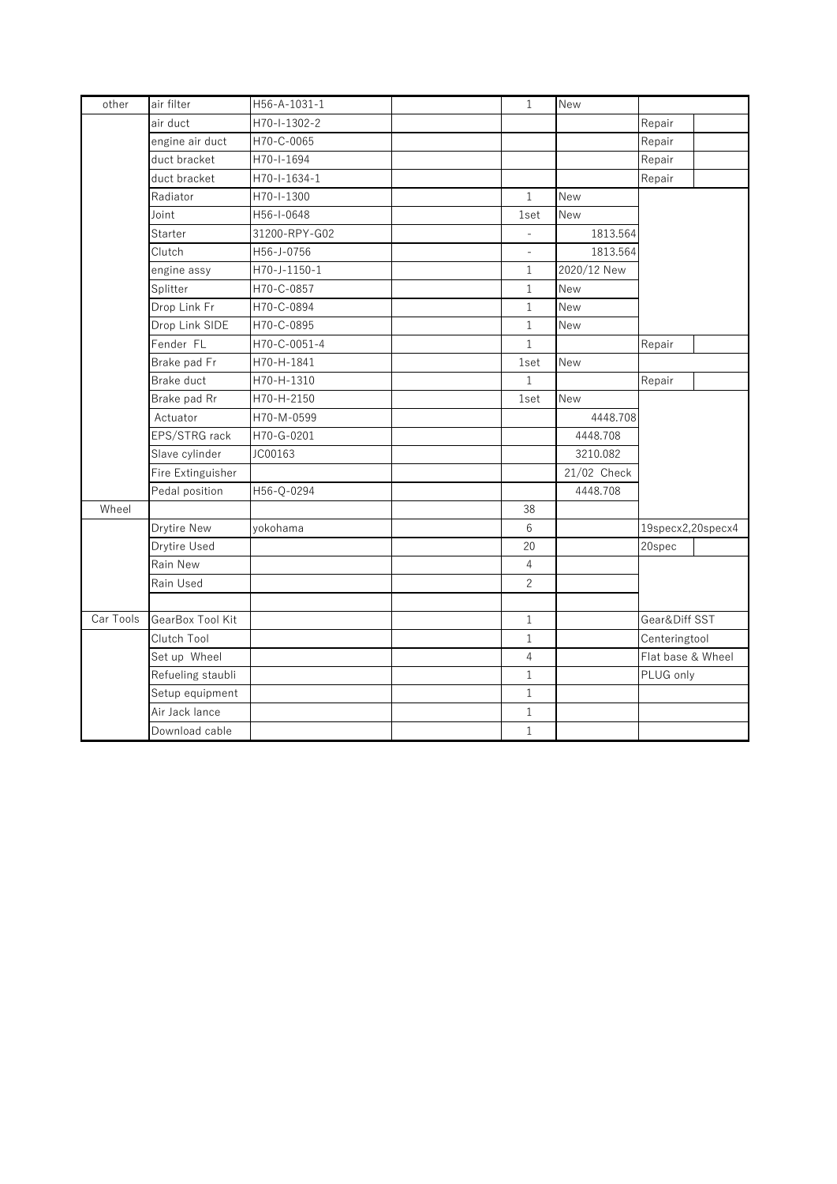| | | | | | | | |
|---|---|---|---|---|---|---|---|
| other | air filter | H56-A-1031-1 | | 1 | New | | |
| | air duct | H70-I-1302-2 | | | | Repair | |
| | engine air duct | H70-C-0065 | | | | Repair | |
| | duct bracket | H70-I-1694 | | | | Repair | |
| | duct bracket | H70-I-1634-1 | | | | Repair | |
| | Radiator | H70-I-1300 | | 1 | New | | |
| | Joint | H56-I-0648 | | 1set | New | | |
| | Starter | 31200-RPY-G02 | | - | 1813.564 | | |
| | Clutch | H56-J-0756 | | - | 1813.564 | | |
| | engine assy | H70-J-1150-1 | | 1 | 2020/12 New | | |
| | Splitter | H70-C-0857 | | 1 | New | | |
| | Drop Link Fr | H70-C-0894 | | 1 | New | | |
| | Drop Link SIDE | H70-C-0895 | | 1 | New | | |
| | Fender FL | H70-C-0051-4 | | 1 | | Repair | |
| | Brake pad Fr | H70-H-1841 | | 1set | New | | |
| | Brake duct | H70-H-1310 | | 1 | | Repair | |
| | Brake pad Rr | H70-H-2150 | | 1set | New | | |
| | Actuator | H70-M-0599 | | | 4448.708 | | |
| | EPS/STRG rack | H70-G-0201 | | | 4448.708 | | |
| | Slave cylinder | JC00163 | | | 3210.082 | | |
| | Fire Extinguisher | | | | 21/02 Check | | |
| | Pedal position | H56-Q-0294 | | | 4448.708 | | |
| Wheel | | | | 38 | | | |
| | Drytire New | yokohama | | 6 | | 19specx2,20specx4 | |
| | Drytire Used | | | 20 | | 20spec | |
| | Rain New | | | 4 | | | |
| | Rain Used | | | 2 | | | |
| | | | | | | | |
| Car Tools | GearBox Tool Kit | | | 1 | | Gear&Diff SST | |
| | Clutch Tool | | | 1 | | Centeringtool | |
| | Set up Wheel | | | 4 | | Flat base & Wheel | |
| | Refueling staubli | | | 1 | | PLUG only | |
| | Setup equipment | | | 1 | | | |
| | Air Jack lance | | | 1 | | | |
| | Download cable | | | 1 | | | |